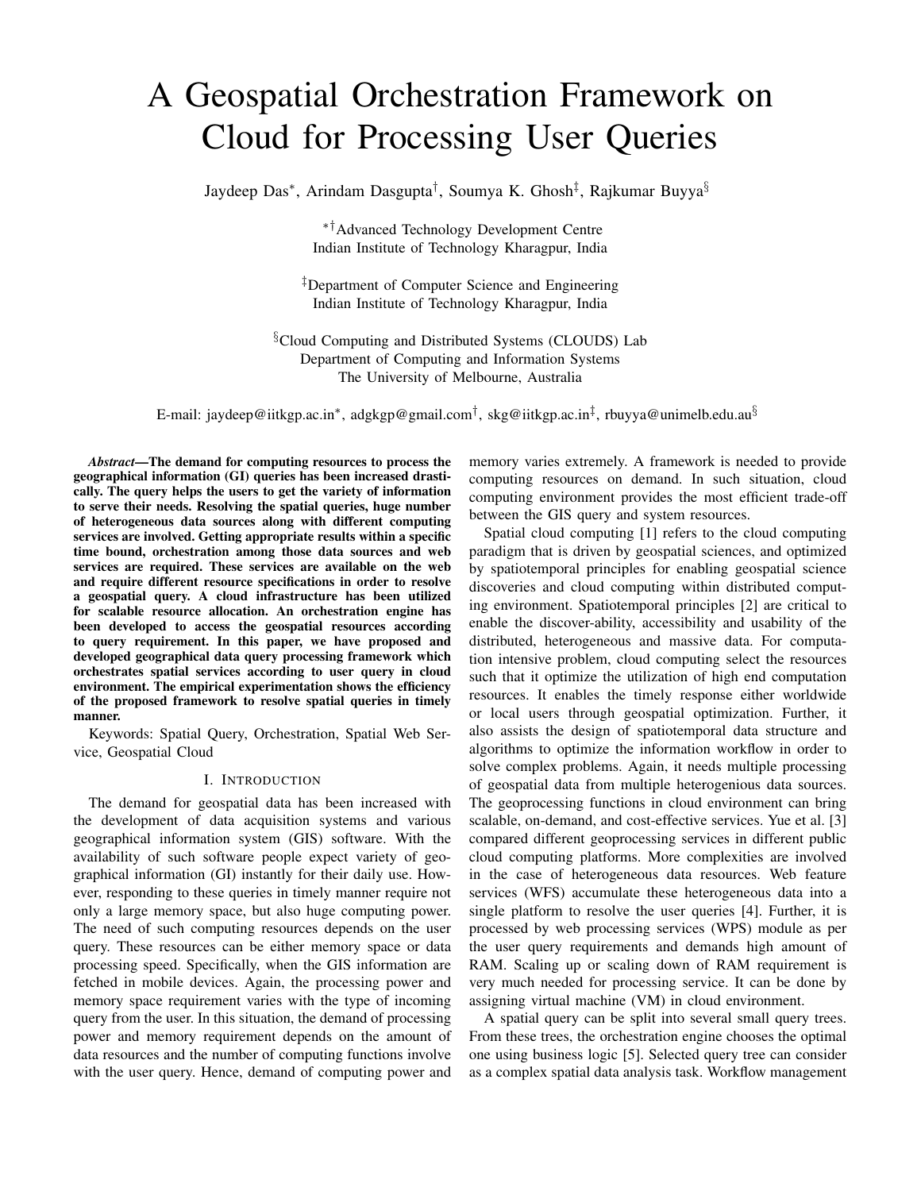# A Geospatial Orchestration Framework on Cloud for Processing User Queries

Jaydeep Das[*], Arindam Dasgupta[†], Soumya K. Ghosh[‡], Rajkumar Buyya[§]

[*†]Advanced Technology Development Centre
Indian Institute of Technology Kharagpur, India

[‡]Department of Computer Science and Engineering
Indian Institute of Technology Kharagpur, India

[§]Cloud Computing and Distributed Systems (CLOUDS) Lab
Department of Computing and Information Systems
The University of Melbourne, Australia

E-mail: jaydeep@iitkgp.ac.in[*], adgkgp@gmail.com[†], skg@iitkgp.ac.in[‡], rbuyya@unimelb.edu.au[§]

***Abstract*—The demand for computing resources to process the geographical information (GI) queries has been increased drastically. The query helps the users to get the variety of information to serve their needs. Resolving the spatial queries, huge number of heterogeneous data sources along with different computing services are involved. Getting appropriate results within a specific time bound, orchestration among those data sources and web services are required. These services are available on the web and require different resource specifications in order to resolve a geospatial query. A cloud infrastructure has been utilized for scalable resource allocation. An orchestration engine has been developed to access the geospatial resources according to query requirement. In this paper, we have proposed and developed geographical data query processing framework which orchestrates spatial services according to user query in cloud environment. The empirical experimentation shows the efficiency of the proposed framework to resolve spatial queries in timely manner.**

Keywords: Spatial Query, Orchestration, Spatial Web Service, Geospatial Cloud

## I. Introduction

The demand for geospatial data has been increased with the development of data acquisition systems and various geographical information system (GIS) software. With the availability of such software people expect variety of geographical information (GI) instantly for their daily use. However, responding to these queries in timely manner require not only a large memory space, but also huge computing power. The need of such computing resources depends on the user query. These resources can be either memory space or data processing speed. Specifically, when the GIS information are fetched in mobile devices. Again, the processing power and memory space requirement varies with the type of incoming query from the user. In this situation, the demand of processing power and memory requirement depends on the amount of data resources and the number of computing functions involve with the user query. Hence, demand of computing power and memory varies extremely. A framework is needed to provide computing resources on demand. In such situation, cloud computing environment provides the most efficient trade-off between the GIS query and system resources.

Spatial cloud computing [1] refers to the cloud computing paradigm that is driven by geospatial sciences, and optimized by spatiotemporal principles for enabling geospatial science discoveries and cloud computing within distributed computing environment. Spatiotemporal principles [2] are critical to enable the discover-ability, accessibility and usability of the distributed, heterogeneous and massive data. For computation intensive problem, cloud computing select the resources such that it optimize the utilization of high end computation resources. It enables the timely response either worldwide or local users through geospatial optimization. Further, it also assists the design of spatiotemporal data structure and algorithms to optimize the information workflow in order to solve complex problems. Again, it needs multiple processing of geospatial data from multiple heterogenious data sources. The geoprocessing functions in cloud environment can bring scalable, on-demand, and cost-effective services. Yue et al. [3] compared different geoprocessing services in different public cloud computing platforms. More complexities are involved in the case of heterogeneous data resources. Web feature services (WFS) accumulate these heterogeneous data into a single platform to resolve the user queries [4]. Further, it is processed by web processing services (WPS) module as per the user query requirements and demands high amount of RAM. Scaling up or scaling down of RAM requirement is very much needed for processing service. It can be done by assigning virtual machine (VM) in cloud environment.

A spatial query can be split into several small query trees. From these trees, the orchestration engine chooses the optimal one using business logic [5]. Selected query tree can consider as a complex spatial data analysis task. Workflow management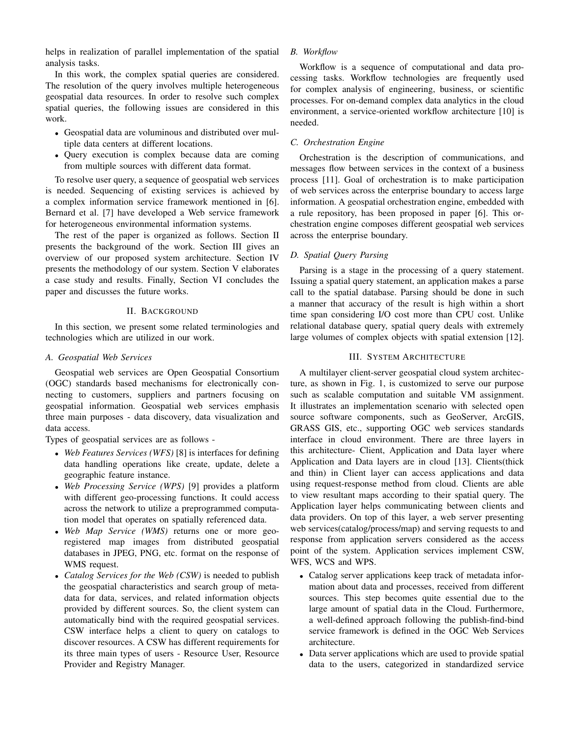helps in realization of parallel implementation of the spatial analysis tasks.

In this work, the complex spatial queries are considered. The resolution of the query involves multiple heterogeneous geospatial data resources. In order to resolve such complex spatial queries, the following issues are considered in this work.

- Geospatial data are voluminous and distributed over multiple data centers at different locations.
- Query execution is complex because data are coming from multiple sources with different data format.

To resolve user query, a sequence of geospatial web services is needed. Sequencing of existing services is achieved by a complex information service framework mentioned in [6]. Bernard et al. [7] have developed a Web service framework for heterogeneous environmental information systems.

The rest of the paper is organized as follows. Section II presents the background of the work. Section III gives an overview of our proposed system architecture. Section IV presents the methodology of our system. Section V elaborates a case study and results. Finally, Section VI concludes the paper and discusses the future works.

## II. Background

In this section, we present some related terminologies and technologies which are utilized in our work.

### A. Geospatial Web Services

Geospatial web services are Open Geospatial Consortium (OGC) standards based mechanisms for electronically connecting to customers, suppliers and partners focusing on geospatial information. Geospatial web services emphasis three main purposes - data discovery, data visualization and data access.

Types of geospatial services are as follows -

- *Web Features Services (WFS)* [8] is interfaces for defining data handling operations like create, update, delete a geographic feature instance.
- *Web Processing Service (WPS)* [9] provides a platform with different geo-processing functions. It could access across the network to utilize a preprogrammed computation model that operates on spatially referenced data.
- *Web Map Service (WMS)* returns one or more georegistered map images from distributed geospatial databases in JPEG, PNG, etc. format on the response of WMS request.
- *Catalog Services for the Web (CSW)* is needed to publish the geospatial characteristics and search group of metadata for data, services, and related information objects provided by different sources. So, the client system can automatically bind with the required geospatial services. CSW interface helps a client to query on catalogs to discover resources. A CSW has different requirements for its three main types of users - Resource User, Resource Provider and Registry Manager.

### B. Workflow

Workflow is a sequence of computational and data processing tasks. Workflow technologies are frequently used for complex analysis of engineering, business, or scientific processes. For on-demand complex data analytics in the cloud environment, a service-oriented workflow architecture [10] is needed.

### C. Orchestration Engine

Orchestration is the description of communications, and messages flow between services in the context of a business process [11]. Goal of orchestration is to make participation of web services across the enterprise boundary to access large information. A geospatial orchestration engine, embedded with a rule repository, has been proposed in paper [6]. This orchestration engine composes different geospatial web services across the enterprise boundary.

### D. Spatial Query Parsing

Parsing is a stage in the processing of a query statement. Issuing a spatial query statement, an application makes a parse call to the spatial database. Parsing should be done in such a manner that accuracy of the result is high within a short time span considering I/O cost more than CPU cost. Unlike relational database query, spatial query deals with extremely large volumes of complex objects with spatial extension [12].

## III. System Architecture

A multilayer client-server geospatial cloud system architecture, as shown in Fig. 1, is customized to serve our purpose such as scalable computation and suitable VM assignment. It illustrates an implementation scenario with selected open source software components, such as GeoServer, ArcGIS, GRASS GIS, etc., supporting OGC web services standards interface in cloud environment. There are three layers in this architecture- Client, Application and Data layer where Application and Data layers are in cloud [13]. Clients(thick and thin) in Client layer can access applications and data using request-response method from cloud. Clients are able to view resultant maps according to their spatial query. The Application layer helps communicating between clients and data providers. On top of this layer, a web server presenting web services(catalog/process/map) and serving requests to and response from application servers considered as the access point of the system. Application services implement CSW, WFS, WCS and WPS.

- Catalog server applications keep track of metadata information about data and processes, received from different sources. This step becomes quite essential due to the large amount of spatial data in the Cloud. Furthermore, a well-defined approach following the publish-find-bind service framework is defined in the OGC Web Services architecture.
- Data server applications which are used to provide spatial data to the users, categorized in standardized service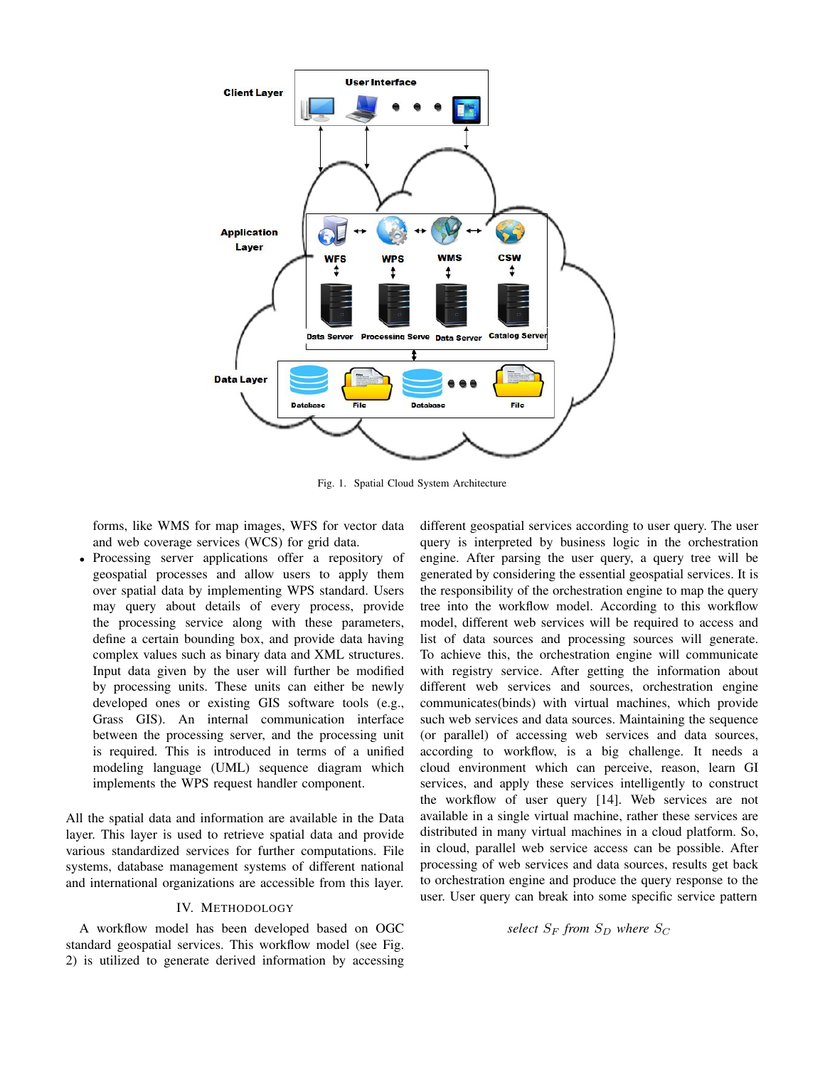Fig. 1. Spatial Cloud System Architecture

forms, like WMS for map images, WFS for vector data and web coverage services (WCS) for grid data.

- Processing server applications offer a repository of geospatial processes and allow users to apply them over spatial data by implementing WPS standard. Users may query about details of every process, provide the processing service along with these parameters, define a certain bounding box, and provide data having complex values such as binary data and XML structures. Input data given by the user will further be modified by processing units. These units can either be newly developed ones or existing GIS software tools (e.g., Grass GIS). An internal communication interface between the processing server, and the processing unit is required. This is introduced in terms of a unified modeling language (UML) sequence diagram which implements the WPS request handler component.

All the spatial data and information are available in the Data layer. This layer is used to retrieve spatial data and provide various standardized services for further computations. File systems, database management systems of different national and international organizations are accessible from this layer.

## IV. Methodology

A workflow model has been developed based on OGC standard geospatial services. This workflow model (see Fig. 2) is utilized to generate derived information by accessing different geospatial services according to user query. The user query is interpreted by business logic in the orchestration engine. After parsing the user query, a query tree will be generated by considering the essential geospatial services. It is the responsibility of the orchestration engine to map the query tree into the workflow model. According to this workflow model, different web services will be required to access and list of data sources and processing sources will generate. To achieve this, the orchestration engine will communicate with registry service. After getting the information about different web services and sources, orchestration engine communicates(binds) with virtual machines, which provide such web services and data sources. Maintaining the sequence (or parallel) of accessing web services and data sources, according to workflow, is a big challenge. It needs a cloud environment which can perceive, reason, learn GI services, and apply these services intelligently to construct the workflow of user query [14]. Web services are not available in a single virtual machine, rather these services are distributed in many virtual machines in a cloud platform. So, in cloud, parallel web service access can be possible. After processing of web services and data sources, results get back to orchestration engine and produce the query response to the user. User query can break into some specific service pattern

$$select\ S_F\ from\ S_D\ where\ S_C$$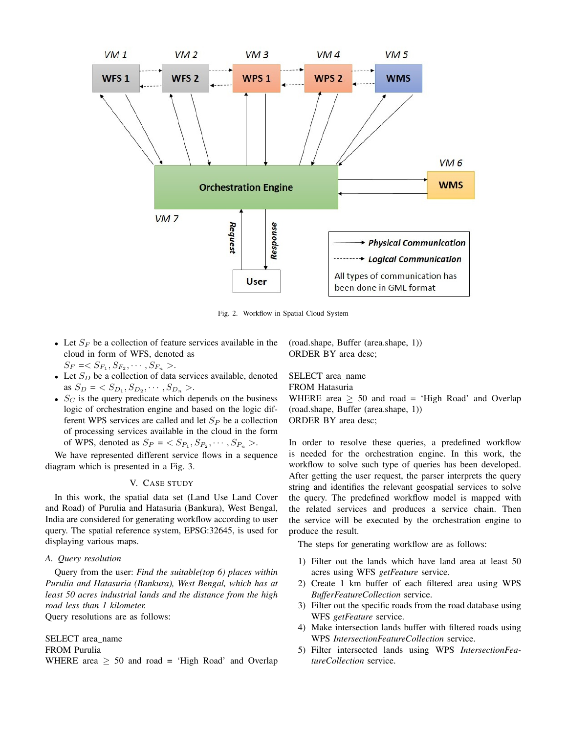Fig. 2. Workflow in Spatial Cloud System

- Let $S_F$ be a collection of feature services available in the cloud in form of WFS, denoted as $S_F =< S_{F_1}, S_{F_2}, \cdots, S_{F_n} >$.
- Let $S_D$ be a collection of data services available, denoted as $S_D = < S_{D_1}, S_{D_2}, \cdots, S_{D_n} >$.
- $S_C$ is the query predicate which depends on the business logic of orchestration engine and based on the logic different WPS services are called and let $S_P$ be a collection of processing services available in the cloud in the form of WPS, denoted as $S_P = < S_{P_1}, S_{P_2}, \cdots, S_{P_n} >$.

We have represented different service flows in a sequence diagram which is presented in a Fig. 3.

## V. Case Study

In this work, the spatial data set (Land Use Land Cover and Road) of Purulia and Hatasuria (Bankura), West Bengal, India are considered for generating workflow according to user query. The spatial reference system, EPSG:32645, is used for displaying various maps.

### A. Query resolution

Query from the user: *Find the suitable(top 6) places within Purulia and Hatasuria (Bankura), West Bengal, which has at least 50 acres industrial lands and the distance from the high road less than 1 kilometer.*

Query resolutions are as follows:

```
SELECT area_name
FROM Purulia
WHERE area ≥ 50 and road = 'High Road' and Overlap (road.shape, Buffer (area.shape, 1))
ORDER BY area desc;

SELECT area_name
FROM Hatasuria
WHERE area ≥ 50 and road = 'High Road' and Overlap (road.shape, Buffer (area.shape, 1))
ORDER BY area desc;
```

In order to resolve these queries, a predefined workflow is needed for the orchestration engine. In this work, the workflow to solve such type of queries has been developed. After getting the user request, the parser interprets the query string and identifies the relevant geospatial services to solve the query. The predefined workflow model is mapped with the related services and produces a service chain. Then the service will be executed by the orchestration engine to produce the result.

The steps for generating workflow are as follows:

1) Filter out the lands which have land area at least 50 acres using WFS *getFeature* service.
2) Create 1 km buffer of each filtered area using WPS *BufferFeatureCollection* service.
3) Filter out the specific roads from the road database using WFS *getFeature* service.
4) Make intersection lands buffer with filtered roads using WPS *IntersectionFeatureCollection* service.
5) Filter intersected lands using WPS *IntersectionFeatureCollection* service.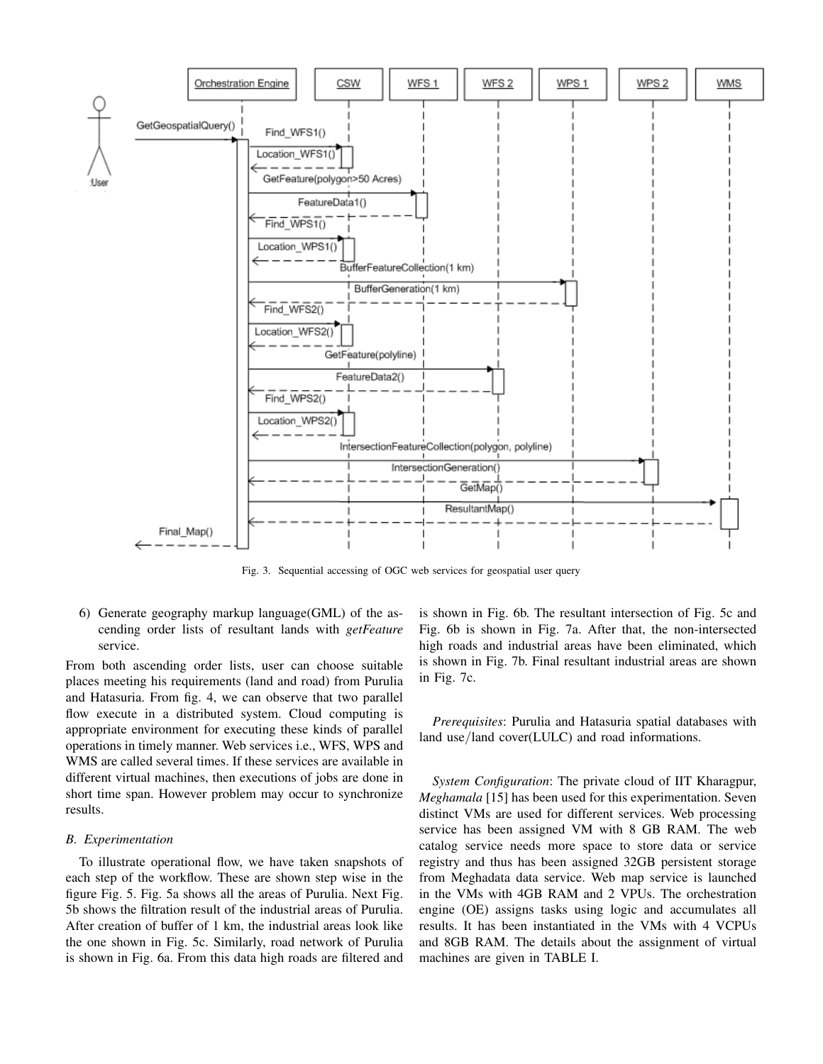Fig. 3. Sequential accessing of OGC web services for geospatial user query

6) Generate geography markup language(GML) of the ascending order lists of resultant lands with *getFeature* service.

From both ascending order lists, user can choose suitable places meeting his requirements (land and road) from Purulia and Hatasuria. From fig. 4, we can observe that two parallel flow execute in a distributed system. Cloud computing is appropriate environment for executing these kinds of parallel operations in timely manner. Web services i.e., WFS, WPS and WMS are called several times. If these services are available in different virtual machines, then executions of jobs are done in short time span. However problem may occur to synchronize results.

### B. Experimentation

To illustrate operational flow, we have taken snapshots of each step of the workflow. These are shown step wise in the figure Fig. 5. Fig. 5a shows all the areas of Purulia. Next Fig. 5b shows the filtration result of the industrial areas of Purulia. After creation of buffer of 1 km, the industrial areas look like the one shown in Fig. 5c. Similarly, road network of Purulia is shown in Fig. 6a. From this data high roads are filtered and is shown in Fig. 6b. The resultant intersection of Fig. 5c and Fig. 6b is shown in Fig. 7a. After that, the non-intersected high roads and industrial areas have been eliminated, which is shown in Fig. 7b. Final resultant industrial areas are shown in Fig. 7c.

*Prerequisites*: Purulia and Hatasuria spatial databases with land use/land cover(LULC) and road informations.

*System Configuration*: The private cloud of IIT Kharagpur, *Meghamala* [15] has been used for this experimentation. Seven distinct VMs are used for different services. Web processing service has been assigned VM with 8 GB RAM. The web catalog service needs more space to store data or service registry and thus has been assigned 32GB persistent storage from Meghadata data service. Web map service is launched in the VMs with 4GB RAM and 2 VPUs. The orchestration engine (OE) assigns tasks using logic and accumulates all results. It has been instantiated in the VMs with 4 VCPUs and 8GB RAM. The details about the assignment of virtual machines are given in TABLE I.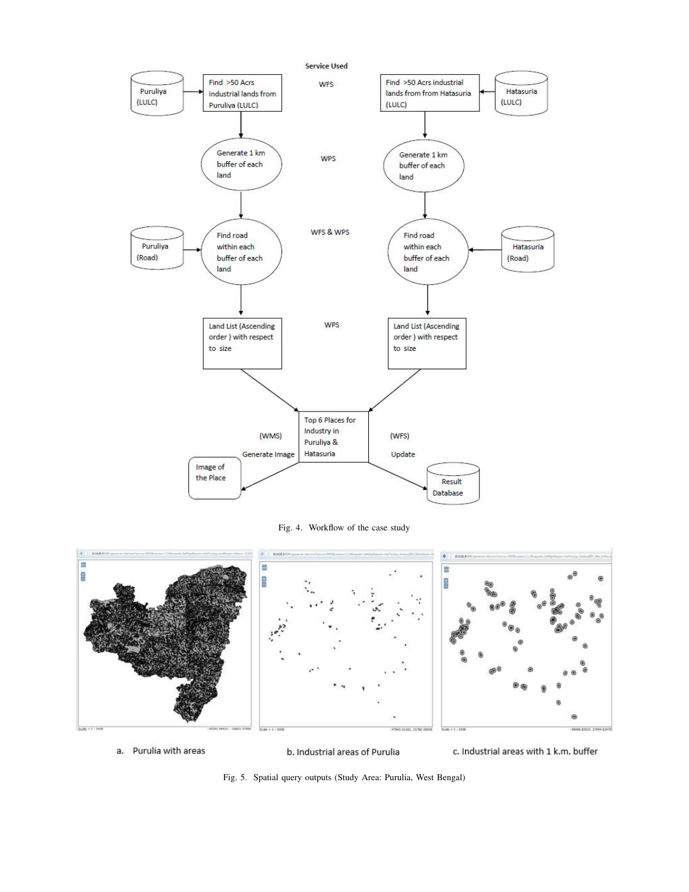Fig. 4. Workflow of the case study

a. Purulia with areas

b. Industrial areas of Purulia

c. Industrial areas with 1 k.m. buffer

Fig. 5. Spatial query outputs (Study Area: Purulia, West Bengal)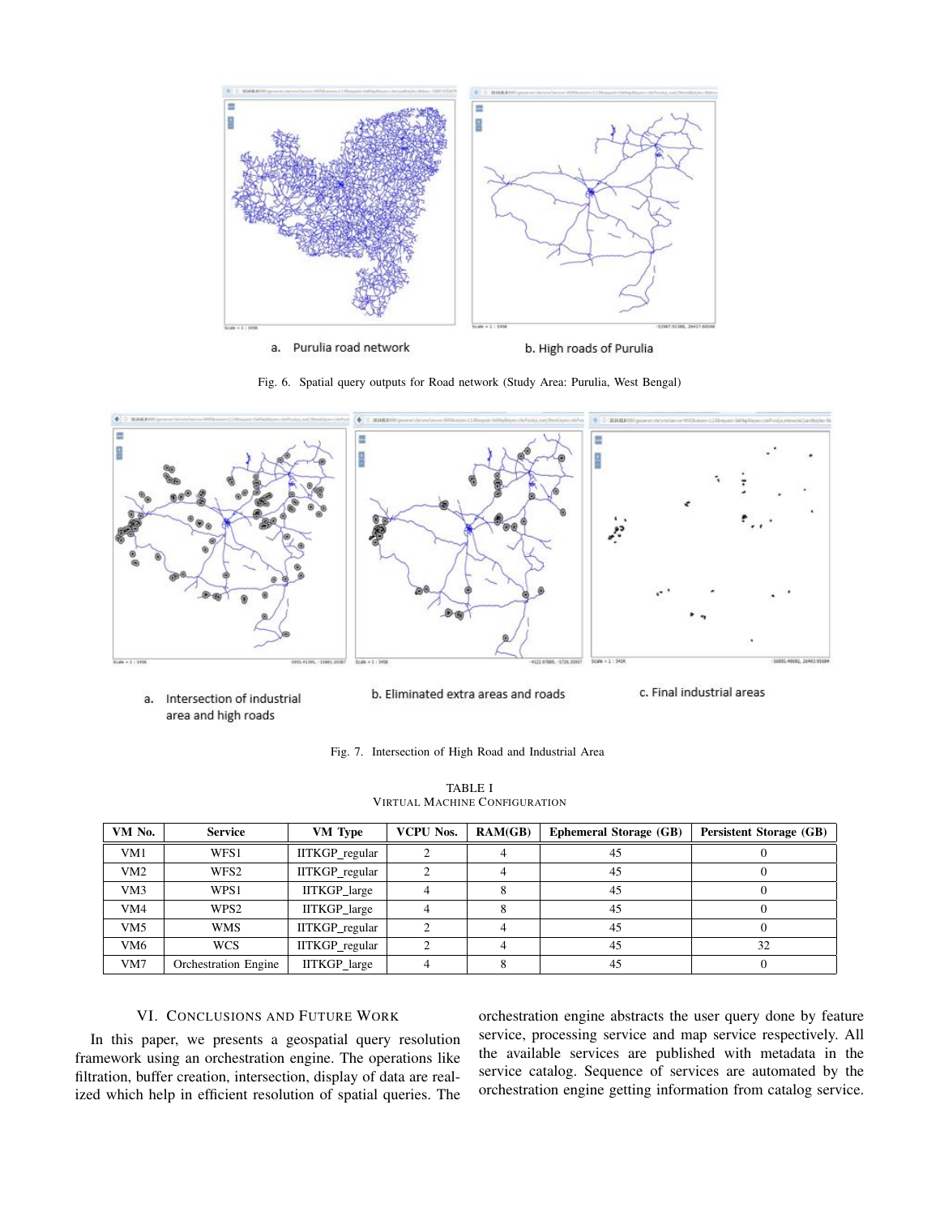a. Purulia road network

b. High roads of Purulia

Fig. 6. Spatial query outputs for Road network (Study Area: Purulia, West Bengal)

a. Intersection of industrial area and high roads

b. Eliminated extra areas and roads

c. Final industrial areas

Fig. 7. Intersection of High Road and Industrial Area

TABLE I
VIRTUAL MACHINE CONFIGURATION

| VM No. | Service | VM Type | VCPU Nos. | RAM(GB) | Ephemeral Storage (GB) | Persistent Storage (GB) |
|---|---|---|---|---|---|---|
| VM1 | WFS1 | IITKGP_regular | 2 | 4 | 45 | 0 |
| VM2 | WFS2 | IITKGP_regular | 2 | 4 | 45 | 0 |
| VM3 | WPS1 | IITKGP_large | 4 | 8 | 45 | 0 |
| VM4 | WPS2 | IITKGP_large | 4 | 8 | 45 | 0 |
| VM5 | WMS | IITKGP_regular | 2 | 4 | 45 | 0 |
| VM6 | WCS | IITKGP_regular | 2 | 4 | 45 | 32 |
| VM7 | Orchestration Engine | IITKGP_large | 4 | 8 | 45 | 0 |

## VI. Conclusions and Future Work

In this paper, we presents a geospatial query resolution framework using an orchestration engine. The operations like filtration, buffer creation, intersection, display of data are realized which help in efficient resolution of spatial queries. The orchestration engine abstracts the user query done by feature service, processing service and map service respectively. All the available services are published with metadata in the service catalog. Sequence of services are automated by the orchestration engine getting information from catalog service.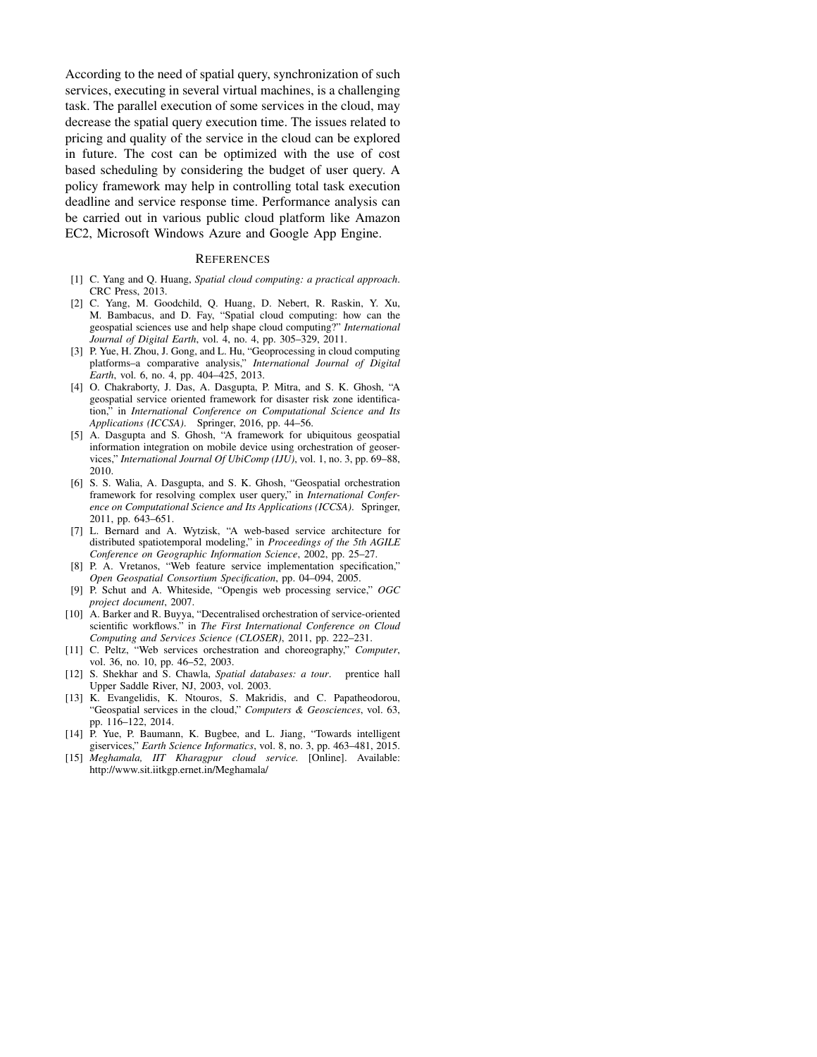According to the need of spatial query, synchronization of such services, executing in several virtual machines, is a challenging task. The parallel execution of some services in the cloud, may decrease the spatial query execution time. The issues related to pricing and quality of the service in the cloud can be explored in future. The cost can be optimized with the use of cost based scheduling by considering the budget of user query. A policy framework may help in controlling total task execution deadline and service response time. Performance analysis can be carried out in various public cloud platform like Amazon EC2, Microsoft Windows Azure and Google App Engine.

## REFERENCES

[1] C. Yang and Q. Huang, *Spatial cloud computing: a practical approach*. CRC Press, 2013.

[2] C. Yang, M. Goodchild, Q. Huang, D. Nebert, R. Raskin, Y. Xu, M. Bambacus, and D. Fay, "Spatial cloud computing: how can the geospatial sciences use and help shape cloud computing?" *International Journal of Digital Earth*, vol. 4, no. 4, pp. 305–329, 2011.

[3] P. Yue, H. Zhou, J. Gong, and L. Hu, "Geoprocessing in cloud computing platforms–a comparative analysis," *International Journal of Digital Earth*, vol. 6, no. 4, pp. 404–425, 2013.

[4] O. Chakraborty, J. Das, A. Dasgupta, P. Mitra, and S. K. Ghosh, "A geospatial service oriented framework for disaster risk zone identification," in *International Conference on Computational Science and Its Applications (ICCSA)*. Springer, 2016, pp. 44–56.

[5] A. Dasgupta and S. Ghosh, "A framework for ubiquitous geospatial information integration on mobile device using orchestration of geoservices," *International Journal Of UbiComp (IJU)*, vol. 1, no. 3, pp. 69–88, 2010.

[6] S. S. Walia, A. Dasgupta, and S. K. Ghosh, "Geospatial orchestration framework for resolving complex user query," in *International Conference on Computational Science and Its Applications (ICCSA)*. Springer, 2011, pp. 643–651.

[7] L. Bernard and A. Wytzisk, "A web-based service architecture for distributed spatiotemporal modeling," in *Proceedings of the 5th AGILE Conference on Geographic Information Science*, 2002, pp. 25–27.

[8] P. A. Vretanos, "Web feature service implementation specification," *Open Geospatial Consortium Specification*, pp. 04–094, 2005.

[9] P. Schut and A. Whiteside, "Opengis web processing service," *OGC project document*, 2007.

[10] A. Barker and R. Buyya, "Decentralised orchestration of service-oriented scientific workflows." in *The First International Conference on Cloud Computing and Services Science (CLOSER)*, 2011, pp. 222–231.

[11] C. Peltz, "Web services orchestration and choreography," *Computer*, vol. 36, no. 10, pp. 46–52, 2003.

[12] S. Shekhar and S. Chawla, *Spatial databases: a tour*. prentice hall Upper Saddle River, NJ, 2003, vol. 2003.

[13] K. Evangelidis, K. Ntouros, S. Makridis, and C. Papatheodorou, "Geospatial services in the cloud," *Computers & Geosciences*, vol. 63, pp. 116–122, 2014.

[14] P. Yue, P. Baumann, K. Bugbee, and L. Jiang, "Towards intelligent giservices," *Earth Science Informatics*, vol. 8, no. 3, pp. 463–481, 2015.

[15] *Meghamala, IIT Kharagpur cloud service.* [Online]. Available: http://www.sit.iitkgp.ernet.in/Meghamala/